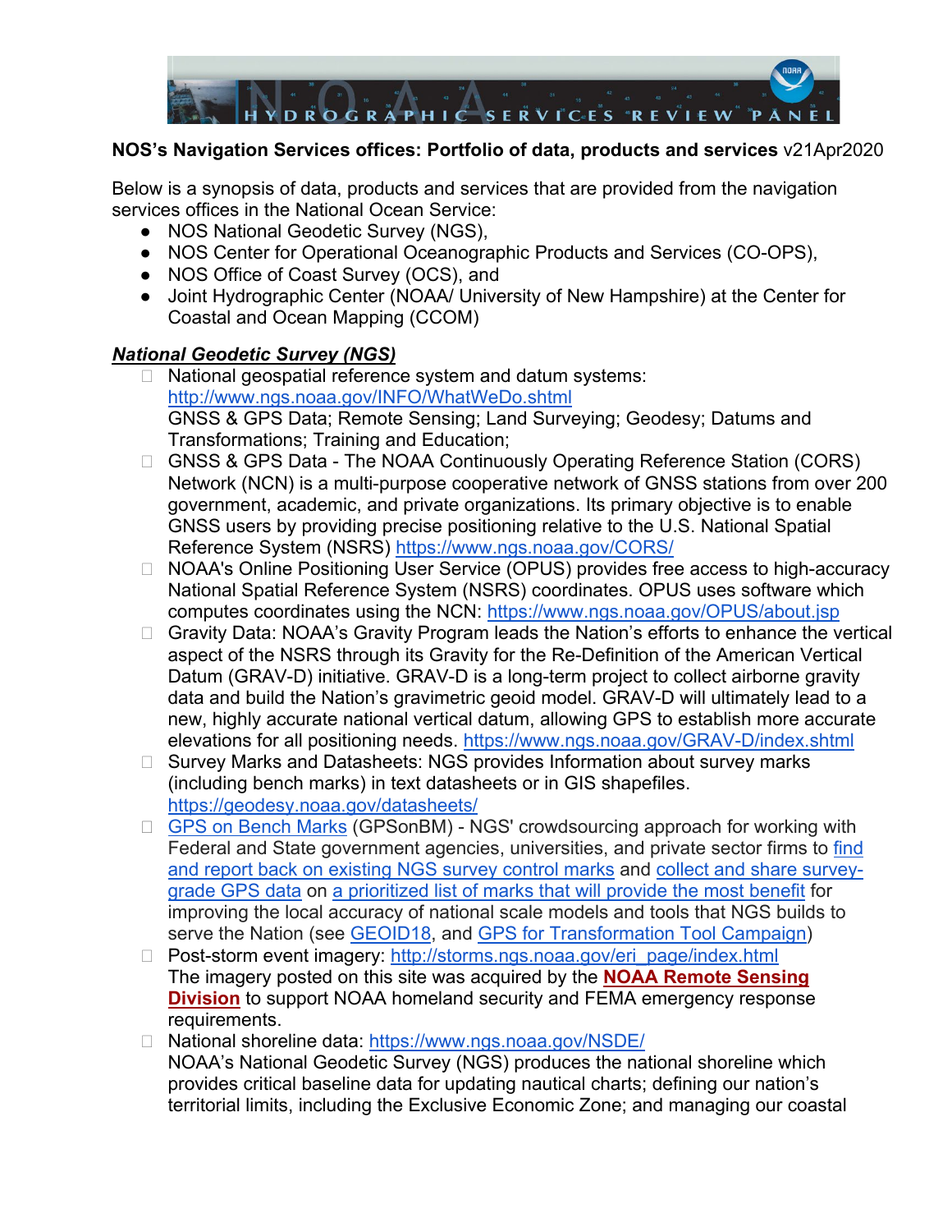**NOS's Navigation Services offices: Portfolio of data, products and services** v21Apr2020

Below is a synopsis of data, products and services that are provided from the navigation services offices in the National Ocean Service:

- NOS National Geodetic Survey (NGS),
- NOS Center for Operational Oceanographic Products and Services (CO-OPS),
- NOS Office of Coast Survey (OCS), and
- Joint Hydrographic Center (NOAA/ University of New Hampshire) at the Center for Coastal and Ocean Mapping (CCOM)

## ***National Geodetic Survey (NGS)***

- National geospatial reference system and datum systems: http://www.ngs.noaa.gov/INFO/WhatWeDo.shtml
  GNSS & GPS Data; Remote Sensing; Land Surveying; Geodesy; Datums and Transformations; Training and Education;
- GNSS & GPS Data - The NOAA Continuously Operating Reference Station (CORS) Network (NCN) is a multi-purpose cooperative network of GNSS stations from over 200 government, academic, and private organizations. Its primary objective is to enable GNSS users by providing precise positioning relative to the U.S. National Spatial Reference System (NSRS) https://www.ngs.noaa.gov/CORS/
- NOAA's Online Positioning User Service (OPUS) provides free access to high-accuracy National Spatial Reference System (NSRS) coordinates. OPUS uses software which computes coordinates using the NCN: https://www.ngs.noaa.gov/OPUS/about.jsp
- Gravity Data: NOAA's Gravity Program leads the Nation's efforts to enhance the vertical aspect of the NSRS through its Gravity for the Re-Definition of the American Vertical Datum (GRAV-D) initiative. GRAV-D is a long-term project to collect airborne gravity data and build the Nation's gravimetric geoid model. GRAV-D will ultimately lead to a new, highly accurate national vertical datum, allowing GPS to establish more accurate elevations for all positioning needs. https://www.ngs.noaa.gov/GRAV-D/index.shtml
- Survey Marks and Datasheets: NGS provides Information about survey marks (including bench marks) in text datasheets or in GIS shapefiles. https://geodesy.noaa.gov/datasheets/
- GPS on Bench Marks (GPSonBM) - NGS' crowdsourcing approach for working with Federal and State government agencies, universities, and private sector firms to find and report back on existing NGS survey control marks and collect and share survey-grade GPS data on a prioritized list of marks that will provide the most benefit for improving the local accuracy of national scale models and tools that NGS builds to serve the Nation (see GEOID18, and GPS for Transformation Tool Campaign)
- Post-storm event imagery: http://storms.ngs.noaa.gov/eri_page/index.html
  The imagery posted on this site was acquired by the **NOAA Remote Sensing Division** to support NOAA homeland security and FEMA emergency response requirements.
- National shoreline data: https://www.ngs.noaa.gov/NSDE/
  NOAA's National Geodetic Survey (NGS) produces the national shoreline which provides critical baseline data for updating nautical charts; defining our nation's territorial limits, including the Exclusive Economic Zone; and managing our coastal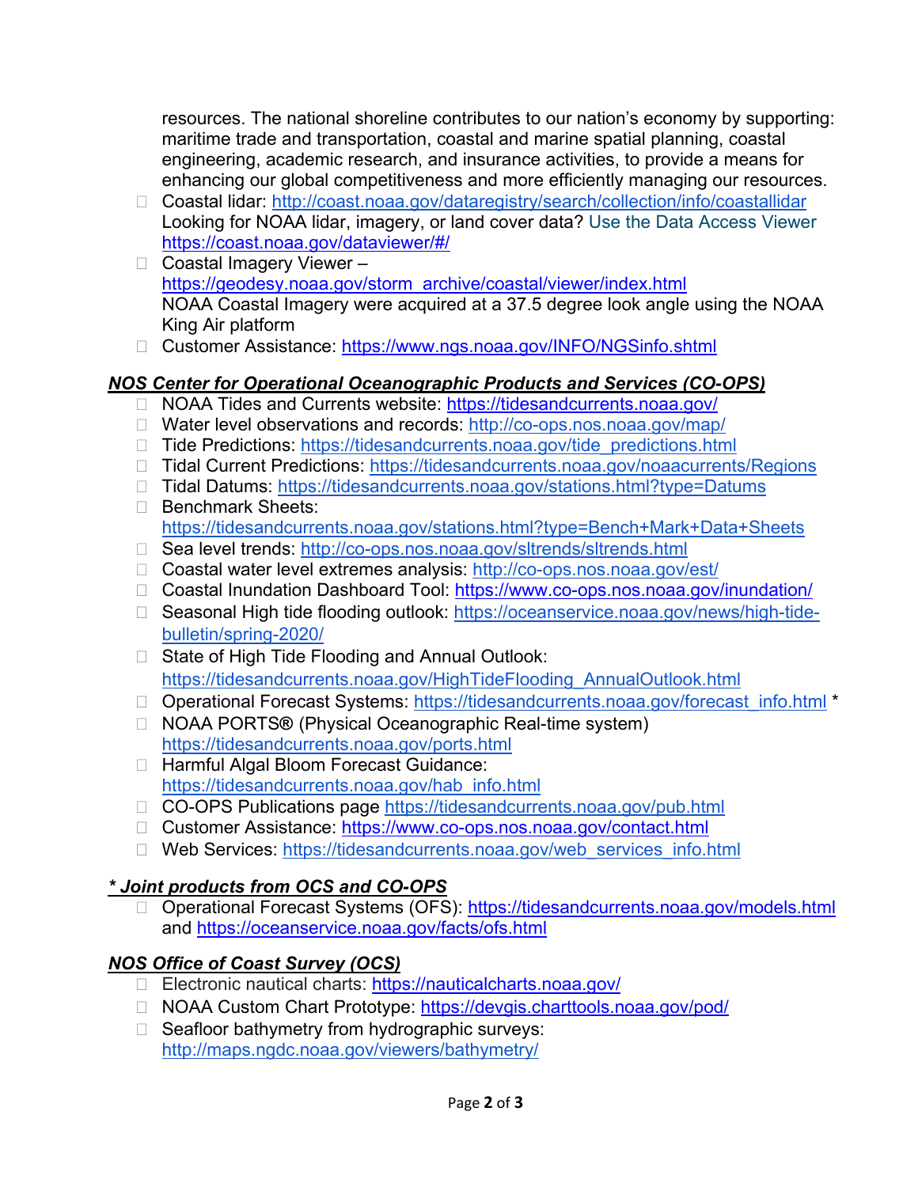resources. The national shoreline contributes to our nation's economy by supporting: maritime trade and transportation, coastal and marine spatial planning, coastal engineering, academic research, and insurance activities, to provide a means for enhancing our global competitiveness and more efficiently managing our resources.

- Coastal lidar: http://coast.noaa.gov/dataregistry/search/collection/info/coastallidar Looking for NOAA lidar, imagery, or land cover data? Use the Data Access Viewer https://coast.noaa.gov/dataviewer/#/
- Coastal Imagery Viewer – https://geodesy.noaa.gov/storm_archive/coastal/viewer/index.html NOAA Coastal Imagery were acquired at a 37.5 degree look angle using the NOAA King Air platform
- Customer Assistance: https://www.ngs.noaa.gov/INFO/NGSinfo.shtml

### ***NOS Center for Operational Oceanographic Products and Services (CO-OPS)***

- NOAA Tides and Currents website: https://tidesandcurrents.noaa.gov/
- Water level observations and records: http://co-ops.nos.noaa.gov/map/
- Tide Predictions: https://tidesandcurrents.noaa.gov/tide_predictions.html
- Tidal Current Predictions: https://tidesandcurrents.noaa.gov/noaacurrents/Regions
- Tidal Datums: https://tidesandcurrents.noaa.gov/stations.html?type=Datums
- Benchmark Sheets: https://tidesandcurrents.noaa.gov/stations.html?type=Bench+Mark+Data+Sheets
- Sea level trends: http://co-ops.nos.noaa.gov/sltrends/sltrends.html
- Coastal water level extremes analysis: http://co-ops.nos.noaa.gov/est/
- Coastal Inundation Dashboard Tool: https://www.co-ops.nos.noaa.gov/inundation/
- Seasonal High tide flooding outlook: https://oceanservice.noaa.gov/news/high-tide-bulletin/spring-2020/
- State of High Tide Flooding and Annual Outlook: https://tidesandcurrents.noaa.gov/HighTideFlooding_AnnualOutlook.html
- Operational Forecast Systems: https://tidesandcurrents.noaa.gov/forecast_info.html *
- NOAA PORTS® (Physical Oceanographic Real-time system) https://tidesandcurrents.noaa.gov/ports.html
- Harmful Algal Bloom Forecast Guidance: https://tidesandcurrents.noaa.gov/hab_info.html
- CO-OPS Publications page https://tidesandcurrents.noaa.gov/pub.html
- Customer Assistance: https://www.co-ops.nos.noaa.gov/contact.html
- Web Services: https://tidesandcurrents.noaa.gov/web_services_info.html

### ***\* Joint products from OCS and CO-OPS***

- Operational Forecast Systems (OFS): https://tidesandcurrents.noaa.gov/models.html and https://oceanservice.noaa.gov/facts/ofs.html

### ***NOS Office of Coast Survey (OCS)***

- Electronic nautical charts: https://nauticalcharts.noaa.gov/
- NOAA Custom Chart Prototype: https://devgis.charttools.noaa.gov/pod/
- Seafloor bathymetry from hydrographic surveys: http://maps.ngdc.noaa.gov/viewers/bathymetry/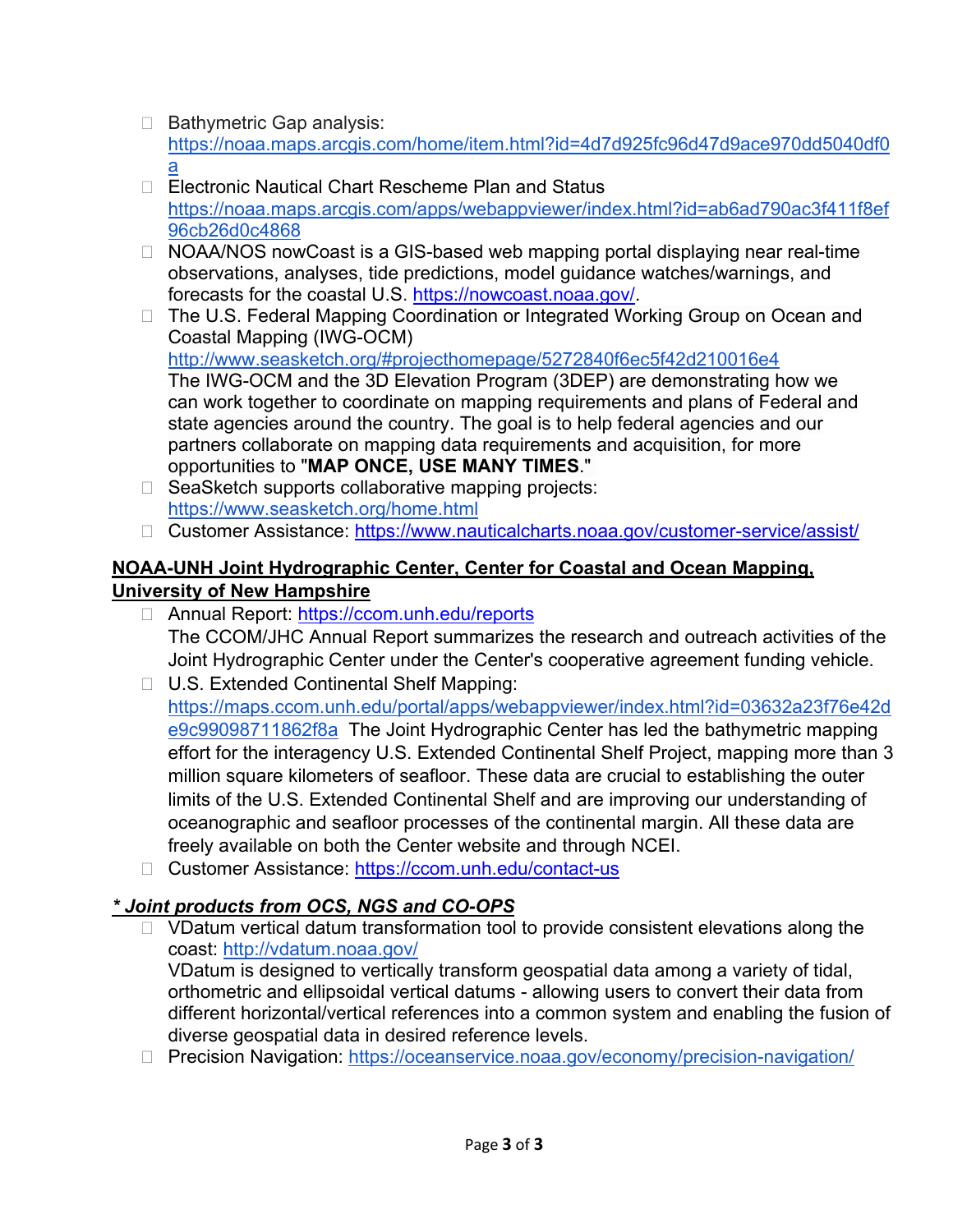- Bathymetric Gap analysis: https://noaa.maps.arcgis.com/home/item.html?id=4d7d925fc96d47d9ace970dd5040df0a
- Electronic Nautical Chart Rescheme Plan and Status https://noaa.maps.arcgis.com/apps/webappviewer/index.html?id=ab6ad790ac3f411f8ef96cb26d0c4868
- NOAA/NOS nowCoast is a GIS-based web mapping portal displaying near real-time observations, analyses, tide predictions, model guidance watches/warnings, and forecasts for the coastal U.S. https://nowcoast.noaa.gov/.
- The U.S. Federal Mapping Coordination or Integrated Working Group on Ocean and Coastal Mapping (IWG-OCM) http://www.seasketch.org/#projecthomepage/5272840f6ec5f42d210016e4
  The IWG-OCM and the 3D Elevation Program (3DEP) are demonstrating how we can work together to coordinate on mapping requirements and plans of Federal and state agencies around the country. The goal is to help federal agencies and our partners collaborate on mapping data requirements and acquisition, for more opportunities to "**MAP ONCE, USE MANY TIMES**."
- SeaSketch supports collaborative mapping projects: https://www.seasketch.org/home.html
- Customer Assistance: https://www.nauticalcharts.noaa.gov/customer-service/assist/

**NOAA-UNH Joint Hydrographic Center, Center for Coastal and Ocean Mapping, University of New Hampshire**

- Annual Report: https://ccom.unh.edu/reports
  The CCOM/JHC Annual Report summarizes the research and outreach activities of the Joint Hydrographic Center under the Center's cooperative agreement funding vehicle.
- U.S. Extended Continental Shelf Mapping: https://maps.ccom.unh.edu/portal/apps/webappviewer/index.html?id=03632a23f76e42de9c99098711862f8a The Joint Hydrographic Center has led the bathymetric mapping effort for the interagency U.S. Extended Continental Shelf Project, mapping more than 3 million square kilometers of seafloor. These data are crucial to establishing the outer limits of the U.S. Extended Continental Shelf and are improving our understanding of oceanographic and seafloor processes of the continental margin. All these data are freely available on both the Center website and through NCEI.
- Customer Assistance: https://ccom.unh.edu/contact-us

***\* Joint products from OCS, NGS and CO-OPS***

- VDatum vertical datum transformation tool to provide consistent elevations along the coast: http://vdatum.noaa.gov/
  VDatum is designed to vertically transform geospatial data among a variety of tidal, orthometric and ellipsoidal vertical datums - allowing users to convert their data from different horizontal/vertical references into a common system and enabling the fusion of diverse geospatial data in desired reference levels.
- Precision Navigation: https://oceanservice.noaa.gov/economy/precision-navigation/